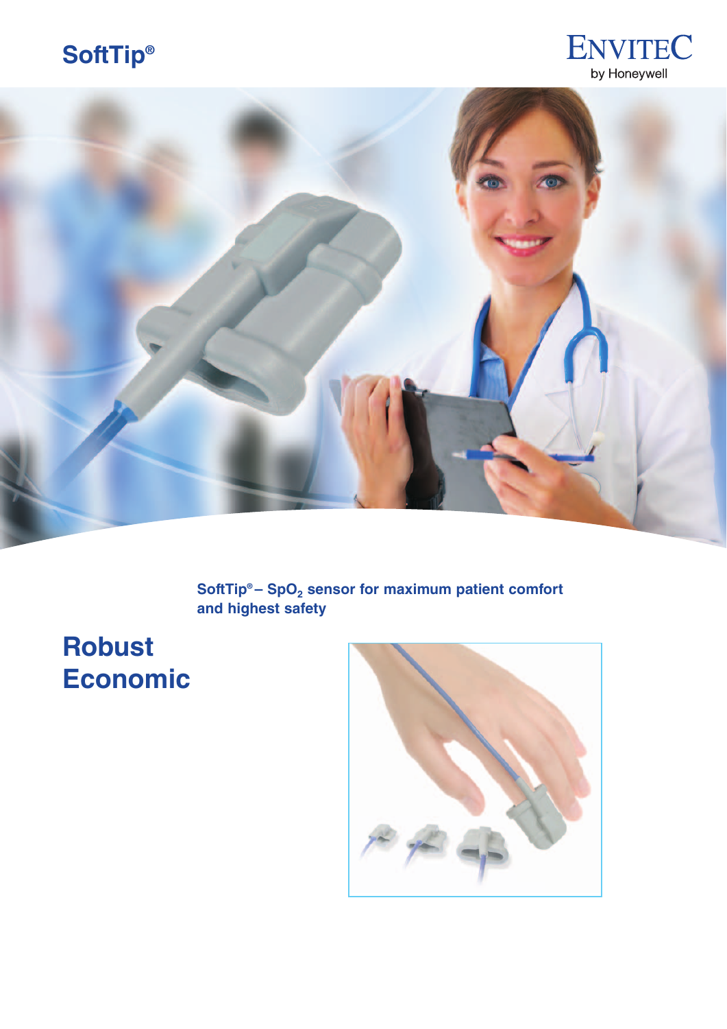# SoftTip®

ENVITEC
by Honeywell

**SoftTip® – $SpO_2$ sensor for maximum patient comfort and highest safety**

## Robust
## Economic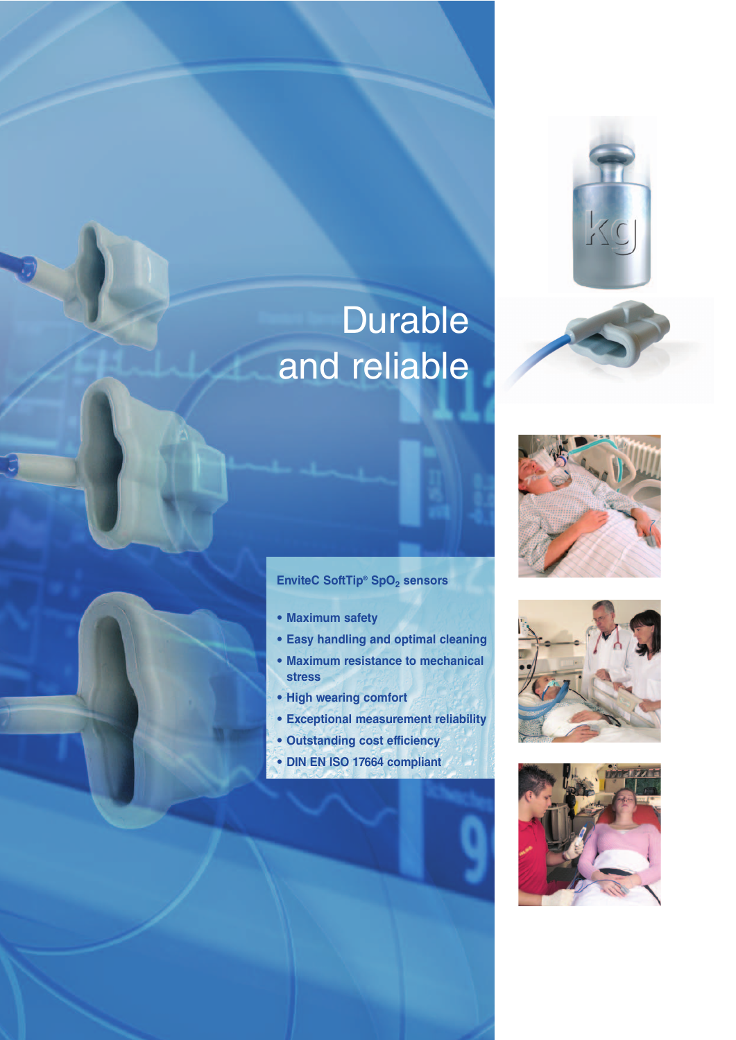# Durable and reliable

**EnviteC SoftTip® $SpO_2$ sensors**

- **Maximum safety**
- **Easy handling and optimal cleaning**
- **Maximum resistance to mechanical stress**
- **High wearing comfort**
- **Exceptional measurement reliability**
- **Outstanding cost efficiency**
- **DIN EN ISO 17664 compliant**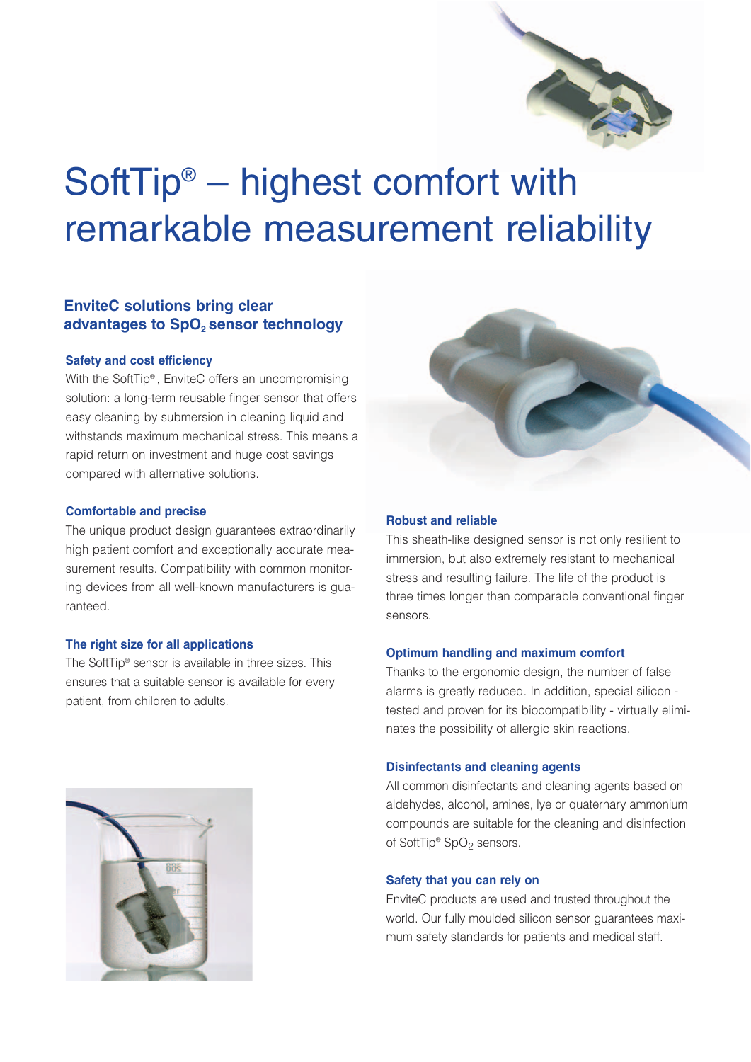# SoftTip® – highest comfort with remarkable measurement reliability

## EnviteC solutions bring clear advantages to $SpO_2$ sensor technology

### Safety and cost efficiency

With the SoftTip®, EnviteC offers an uncompromising solution: a long-term reusable finger sensor that offers easy cleaning by submersion in cleaning liquid and withstands maximum mechanical stress. This means a rapid return on investment and huge cost savings compared with alternative solutions.

### Comfortable and precise

The unique product design guarantees extraordinarily high patient comfort and exceptionally accurate measurement results. Compatibility with common monitoring devices from all well-known manufacturers is guaranteed.

### The right size for all applications

The SoftTip® sensor is available in three sizes. This ensures that a suitable sensor is available for every patient, from children to adults.

### Robust and reliable

This sheath-like designed sensor is not only resilient to immersion, but also extremely resistant to mechanical stress and resulting failure. The life of the product is three times longer than comparable conventional finger sensors.

### Optimum handling and maximum comfort

Thanks to the ergonomic design, the number of false alarms is greatly reduced. In addition, special silicon - tested and proven for its biocompatibility - virtually eliminates the possibility of allergic skin reactions.

### Disinfectants and cleaning agents

All common disinfectants and cleaning agents based on aldehydes, alcohol, amines, lye or quaternary ammonium compounds are suitable for the cleaning and disinfection of SoftTip® $SpO_2$ sensors.

### Safety that you can rely on

EnviteC products are used and trusted throughout the world. Our fully moulded silicon sensor guarantees maximum safety standards for patients and medical staff.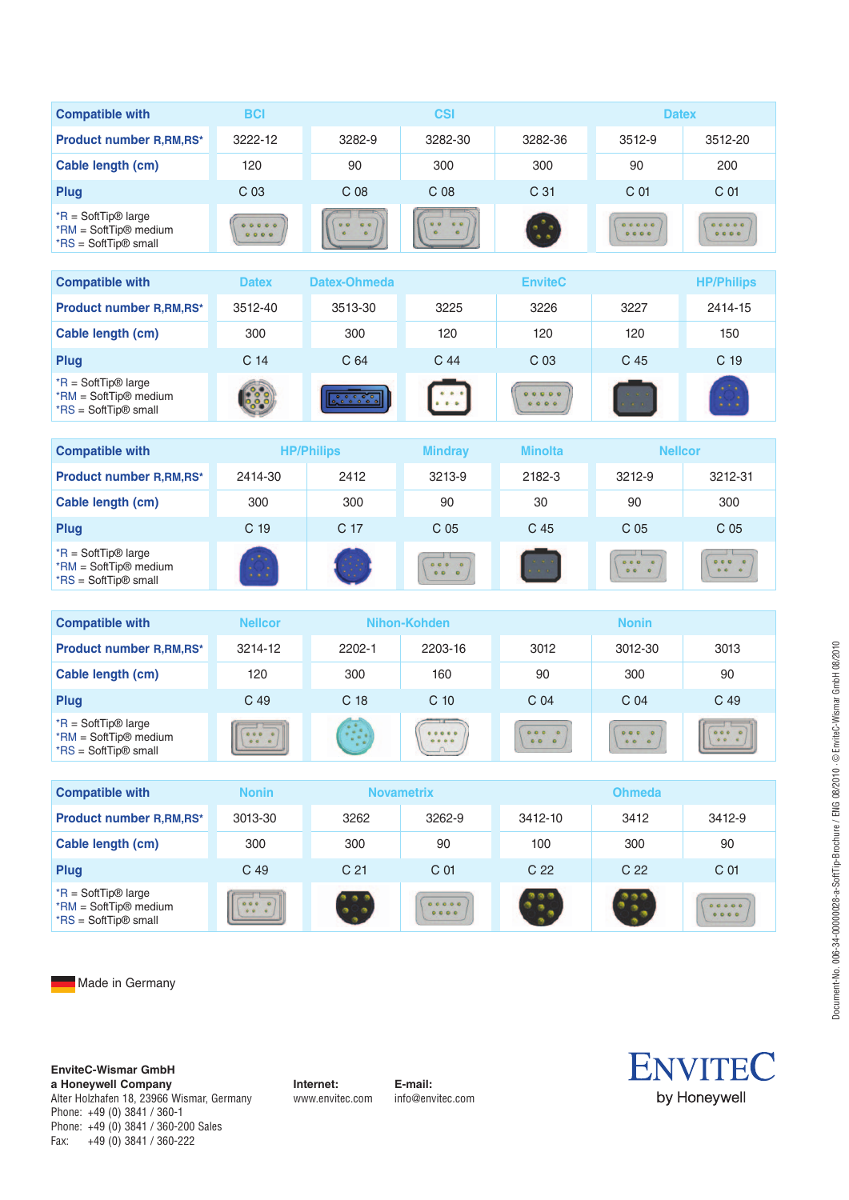| Compatible with | BCI | CSI | | | Datex | |
|---|---|---|---|---|---|---|
| Product number R,RM,RS* | 3222-12 | 3282-9 | 3282-30 | 3282-36 | 3512-9 | 3512-20 |
| Cable length (cm) | 120 | 90 | 300 | 300 | 90 | 200 |
| Plug | C 03 | C 08 | C 08 | C 31 | C 01 | C 01 |
| *R = SoftTip® large<br>*RM = SoftTip® medium<br>*RS = SoftTip® small | | | | | | |

| Compatible with | Datex | Datex-Ohmeda | EnviteC | | | HP/Philips |
|---|---|---|---|---|---|---|
| Product number R,RM,RS* | 3512-40 | 3513-30 | 3225 | 3226 | 3227 | 2414-15 |
| Cable length (cm) | 300 | 300 | 120 | 120 | 120 | 150 |
| Plug | C 14 | C 64 | C 44 | C 03 | C 45 | C 19 |
| *R = SoftTip® large<br>*RM = SoftTip® medium<br>*RS = SoftTip® small | | | | | | |

| Compatible with | HP/Philips | | Mindray | Minolta | Nellcor | |
|---|---|---|---|---|---|---|
| Product number R,RM,RS* | 2414-30 | 2412 | 3213-9 | 2182-3 | 3212-9 | 3212-31 |
| Cable length (cm) | 300 | 300 | 90 | 30 | 90 | 300 |
| Plug | C 19 | C 17 | C 05 | C 45 | C 05 | C 05 |
| *R = SoftTip® large<br>*RM = SoftTip® medium<br>*RS = SoftTip® small | | | | | | |

| Compatible with | Nellcor | Nihon-Kohden | | Nonin | | |
|---|---|---|---|---|---|---|
| Product number R,RM,RS* | 3214-12 | 2202-1 | 2203-16 | 3012 | 3012-30 | 3013 |
| Cable length (cm) | 120 | 300 | 160 | 90 | 300 | 90 |
| Plug | C 49 | C 18 | C 10 | C 04 | C 04 | C 49 |
| *R = SoftTip® large<br>*RM = SoftTip® medium<br>*RS = SoftTip® small | | | | | | |

| Compatible with | Nonin | Novametrix | | Ohmeda | | |
|---|---|---|---|---|---|---|
| Product number R,RM,RS* | 3013-30 | 3262 | 3262-9 | 3412-10 | 3412 | 3412-9 |
| Cable length (cm) | 300 | 300 | 90 | 100 | 300 | 90 |
| Plug | C 49 | C 21 | C 01 | C 22 | C 22 | C 01 |
| *R = SoftTip® large<br>*RM = SoftTip® medium<br>*RS = SoftTip® small | | | | | | |

Made in Germany

**EnviteC-Wismar GmbH**
**a Honeywell Company**
Alter Holzhafen 18, 23966 Wismar, Germany
Phone: +49 (0) 3841 / 360-1
Phone: +49 (0) 3841 / 360-200 Sales
Fax: +49 (0) 3841 / 360-222

**Internet:**
www.envitec.com

**E-mail:**
info@envitec.com

ENVITEC by Honeywell

Document-No. 006-34-00000028-a-SoftTip-Brochure / ENG 08/2010 · © EnviteC-Wismar GmbH 08/2010